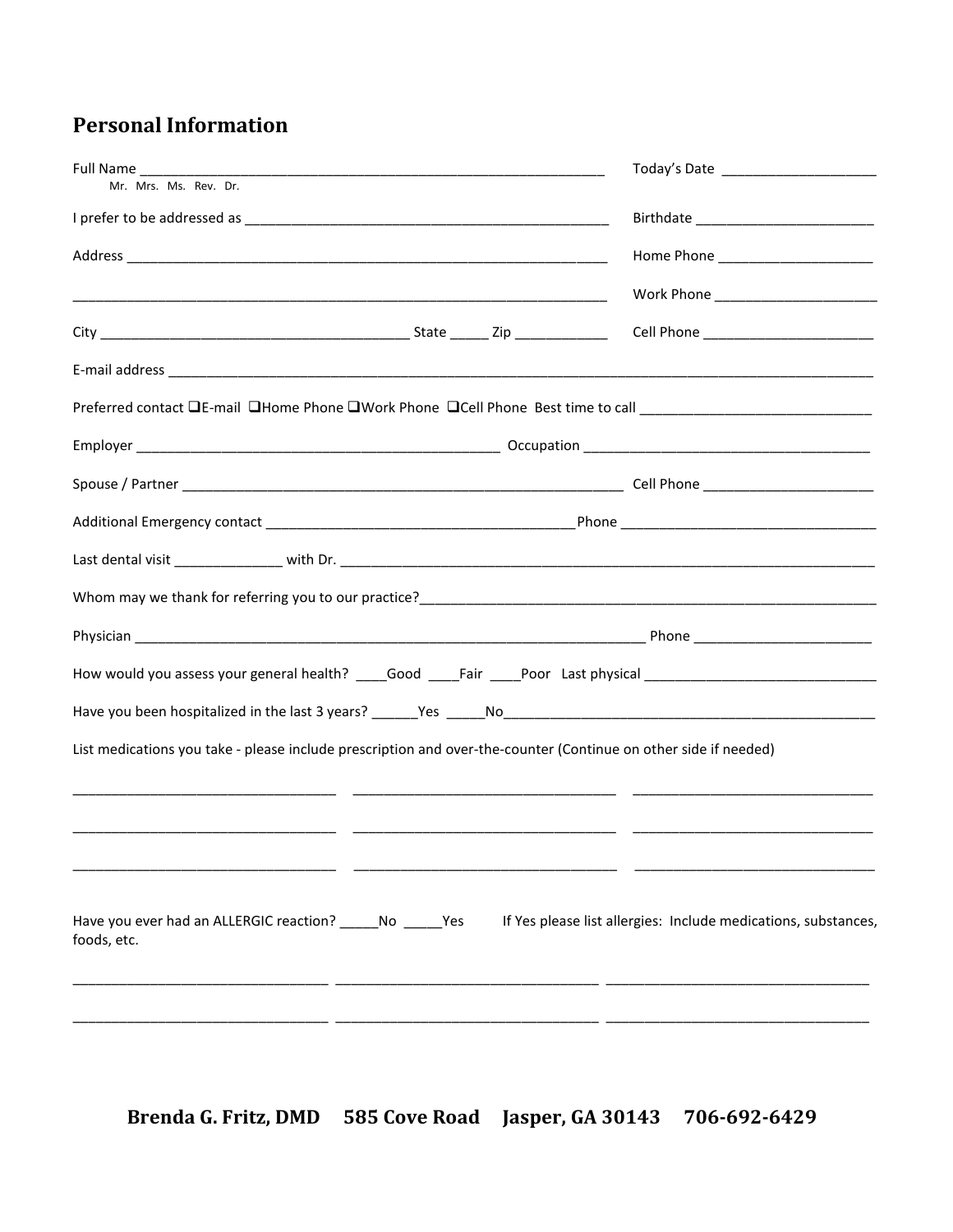## Personal Information

Full Name _______________________________________________________________ Today's Date ____________________
Mr. Mrs. Ms. Rev. Dr.

I prefer to be addressed as _________________________________________________ Birthdate _______________________

Address _________________________________________________________________ Home Phone ____________________

_________________________________________________________________________ Work Phone _____________________

City _________________________________________ State _____ Zip ____________ Cell Phone ______________________

E-mail address _____________________________________________________________________________________________

Preferred contact ❑E-mail ❑Home Phone ❑Work Phone ❑Cell Phone Best time to call ______________________________

Employer _________________________________________________ Occupation _____________________________________

Spouse / Partner ___________________________________________________________ Cell Phone ______________________

Additional Emergency contact _________________________________________Phone _________________________________

Last dental visit ______________ with Dr. ________________________________________________________________________

Whom may we thank for referring you to our practice?_____________________________________________________________

Physician ____________________________________________________________________ Phone _______________________

How would you assess your general health? ____Good ____Fair ____Poor Last physical ______________________________

Have you been hospitalized in the last 3 years? ______Yes _____No__________________________________________________

List medications you take - please include prescription and over-the-counter (Continue on other side if needed)

__________________________________ __________________________________ _______________________________

__________________________________ __________________________________ _______________________________

__________________________________ __________________________________ _______________________________

Have you ever had an ALLERGIC reaction? _____No _____Yes If Yes please list allergies: Include medications, substances, foods, etc.

________________________________ _________________________________ __________________________________

________________________________ _________________________________ __________________________________

**Brenda G. Fritz, DMD 585 Cove Road Jasper, GA 30143 706-692-6429**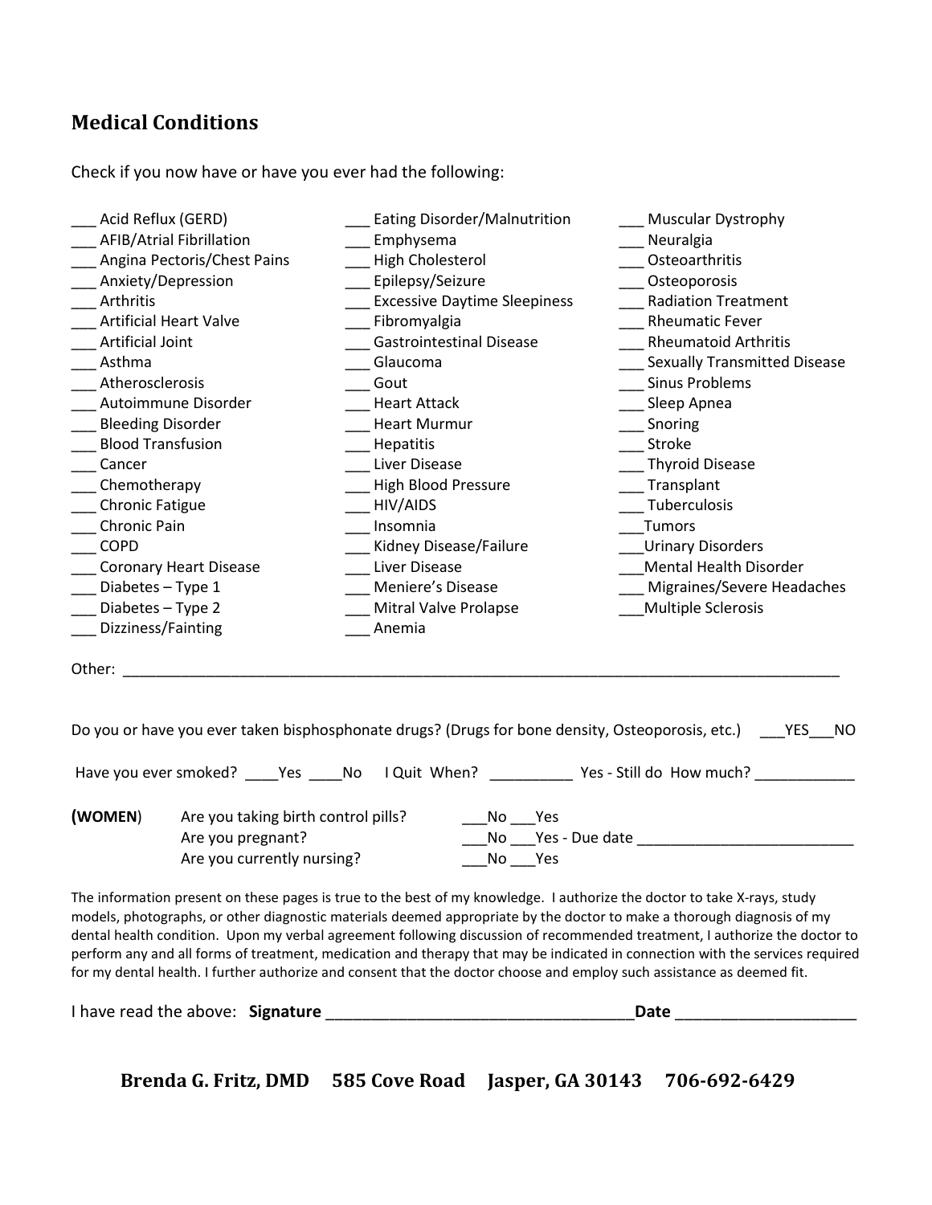## Medical Conditions

Check if you now have or have you ever had the following:

| | | |
|---|---|---|
| ___ Acid Reflux (GERD) | ___ Eating Disorder/Malnutrition | ___ Muscular Dystrophy |
| ___ AFIB/Atrial Fibrillation | ___ Emphysema | ___ Neuralgia |
| ___ Angina Pectoris/Chest Pains | ___ High Cholesterol | ___ Osteoarthritis |
| ___ Anxiety/Depression | ___ Epilepsy/Seizure | ___ Osteoporosis |
| ___ Arthritis | ___ Excessive Daytime Sleepiness | ___ Radiation Treatment |
| ___ Artificial Heart Valve | ___ Fibromyalgia | ___ Rheumatic Fever |
| ___ Artificial Joint | ___ Gastrointestinal Disease | ___ Rheumatoid Arthritis |
| ___ Asthma | ___ Glaucoma | ___ Sexually Transmitted Disease |
| ___ Atherosclerosis | ___ Gout | ___ Sinus Problems |
| ___ Autoimmune Disorder | ___ Heart Attack | ___ Sleep Apnea |
| ___ Bleeding Disorder | ___ Heart Murmur | ___ Snoring |
| ___ Blood Transfusion | ___ Hepatitis | ___ Stroke |
| ___ Cancer | ___ Liver Disease | ___ Thyroid Disease |
| ___ Chemotherapy | ___ High Blood Pressure | ___ Transplant |
| ___ Chronic Fatigue | ___ HIV/AIDS | ___ Tuberculosis |
| ___ Chronic Pain | ___ Insomnia | ___Tumors |
| ___ COPD | ___ Kidney Disease/Failure | ___Urinary Disorders |
| ___ Coronary Heart Disease | ___ Liver Disease | ___Mental Health Disorder |
| ___ Diabetes – Type 1 | ___ Meniere's Disease | ___ Migraines/Severe Headaches |
| ___ Diabetes – Type 2 | ___ Mitral Valve Prolapse | ___Multiple Sclerosis |
| ___ Dizziness/Fainting | ___ Anemia | |

Other: ____________________________________________________________________________________

Do you or have you ever taken bisphosphonate drugs? (Drugs for bone density, Osteoporosis, etc.) ___YES___NO

Have you ever smoked? ____Yes ____No I Quit When? __________ Yes - Still do How much? ____________

**(WOMEN)**
Are you taking birth control pills? ___No ___Yes
Are you pregnant? ___No ___Yes - Due date __________________________
Are you currently nursing? ___No ___Yes

The information present on these pages is true to the best of my knowledge. I authorize the doctor to take X-rays, study models, photographs, or other diagnostic materials deemed appropriate by the doctor to make a thorough diagnosis of my dental health condition. Upon my verbal agreement following discussion of recommended treatment, I authorize the doctor to perform any and all forms of treatment, medication and therapy that may be indicated in connection with the services required for my dental health. I further authorize and consent that the doctor choose and employ such assistance as deemed fit.

I have read the above: **Signature** ___________________________________**Date** ____________________

**Brenda G. Fritz, DMD 585 Cove Road Jasper, GA 30143 706-692-6429**